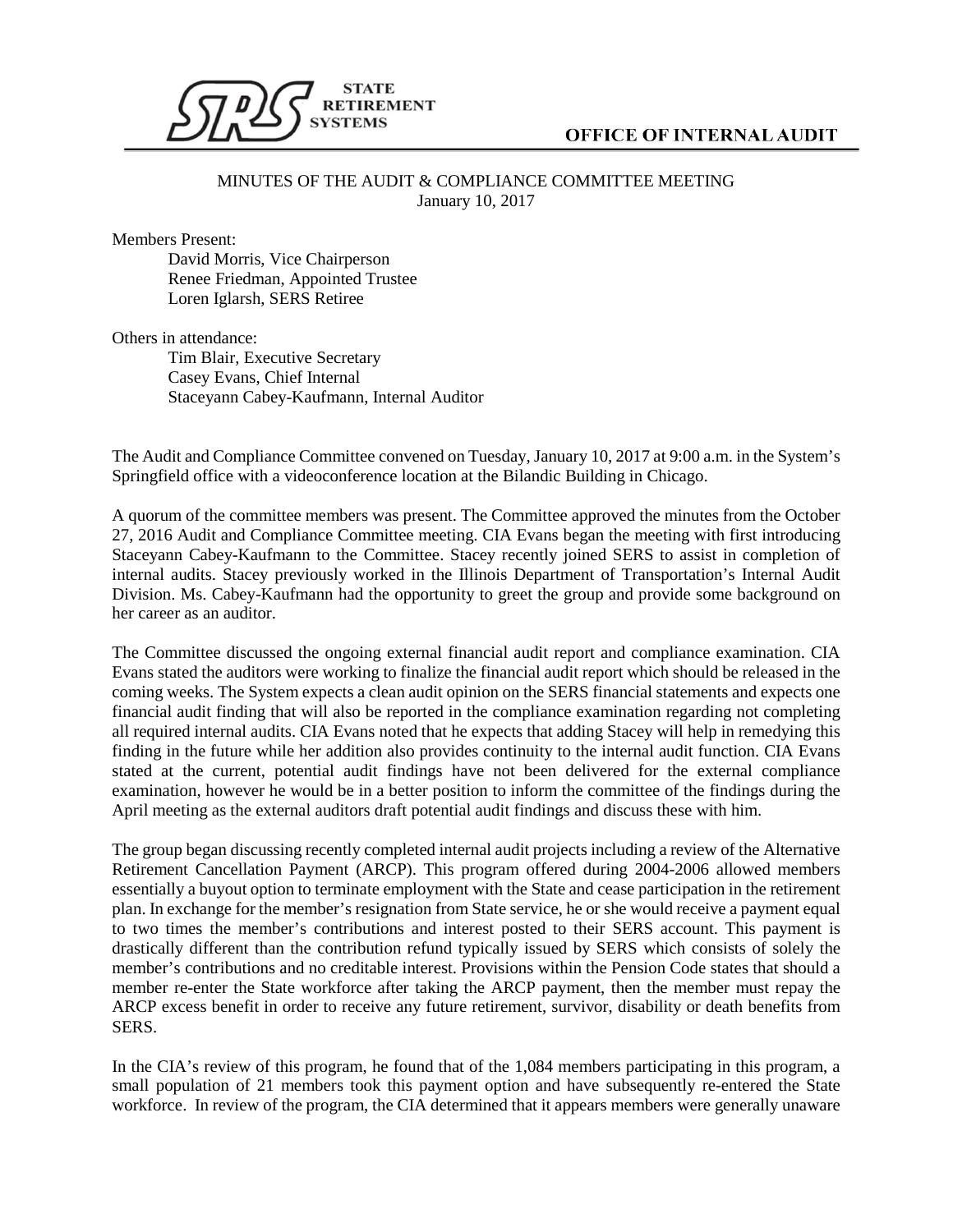STATE RETIREMENT SYSTEMS

**OFFICE OF INTERNAL AUDIT**

MINUTES OF THE AUDIT & COMPLIANCE COMMITTEE MEETING
January 10, 2017

Members Present:

David Morris, Vice Chairperson
Renee Friedman, Appointed Trustee
Loren Iglarsh, SERS Retiree

Others in attendance:

Tim Blair, Executive Secretary
Casey Evans, Chief Internal
Staceyann Cabey-Kaufmann, Internal Auditor

The Audit and Compliance Committee convened on Tuesday, January 10, 2017 at 9:00 a.m. in the System's Springfield office with a videoconference location at the Bilandic Building in Chicago.

A quorum of the committee members was present. The Committee approved the minutes from the October 27, 2016 Audit and Compliance Committee meeting. CIA Evans began the meeting with first introducing Staceyann Cabey-Kaufmann to the Committee. Stacey recently joined SERS to assist in completion of internal audits. Stacey previously worked in the Illinois Department of Transportation's Internal Audit Division. Ms. Cabey-Kaufmann had the opportunity to greet the group and provide some background on her career as an auditor.

The Committee discussed the ongoing external financial audit report and compliance examination. CIA Evans stated the auditors were working to finalize the financial audit report which should be released in the coming weeks. The System expects a clean audit opinion on the SERS financial statements and expects one financial audit finding that will also be reported in the compliance examination regarding not completing all required internal audits. CIA Evans noted that he expects that adding Stacey will help in remedying this finding in the future while her addition also provides continuity to the internal audit function. CIA Evans stated at the current, potential audit findings have not been delivered for the external compliance examination, however he would be in a better position to inform the committee of the findings during the April meeting as the external auditors draft potential audit findings and discuss these with him.

The group began discussing recently completed internal audit projects including a review of the Alternative Retirement Cancellation Payment (ARCP). This program offered during 2004-2006 allowed members essentially a buyout option to terminate employment with the State and cease participation in the retirement plan. In exchange for the member's resignation from State service, he or she would receive a payment equal to two times the member's contributions and interest posted to their SERS account. This payment is drastically different than the contribution refund typically issued by SERS which consists of solely the member's contributions and no creditable interest. Provisions within the Pension Code states that should a member re-enter the State workforce after taking the ARCP payment, then the member must repay the ARCP excess benefit in order to receive any future retirement, survivor, disability or death benefits from SERS.

In the CIA's review of this program, he found that of the 1,084 members participating in this program, a small population of 21 members took this payment option and have subsequently re-entered the State workforce. In review of the program, the CIA determined that it appears members were generally unaware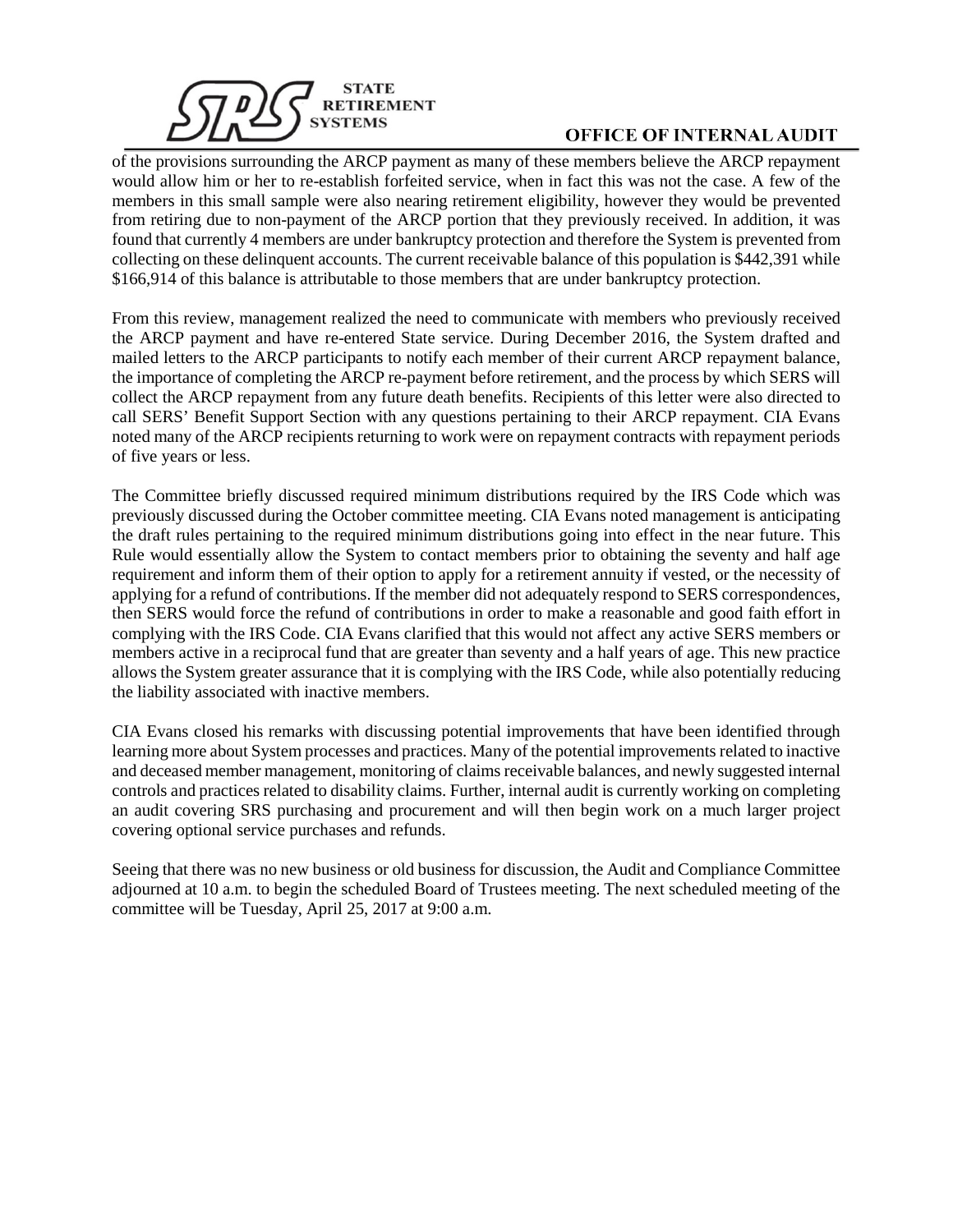of the provisions surrounding the ARCP payment as many of these members believe the ARCP repayment would allow him or her to re-establish forfeited service, when in fact this was not the case. A few of the members in this small sample were also nearing retirement eligibility, however they would be prevented from retiring due to non-payment of the ARCP portion that they previously received. In addition, it was found that currently 4 members are under bankruptcy protection and therefore the System is prevented from collecting on these delinquent accounts. The current receivable balance of this population is $442,391 while $166,914 of this balance is attributable to those members that are under bankruptcy protection.

From this review, management realized the need to communicate with members who previously received the ARCP payment and have re-entered State service. During December 2016, the System drafted and mailed letters to the ARCP participants to notify each member of their current ARCP repayment balance, the importance of completing the ARCP re-payment before retirement, and the process by which SERS will collect the ARCP repayment from any future death benefits. Recipients of this letter were also directed to call SERS' Benefit Support Section with any questions pertaining to their ARCP repayment. CIA Evans noted many of the ARCP recipients returning to work were on repayment contracts with repayment periods of five years or less.

The Committee briefly discussed required minimum distributions required by the IRS Code which was previously discussed during the October committee meeting. CIA Evans noted management is anticipating the draft rules pertaining to the required minimum distributions going into effect in the near future. This Rule would essentially allow the System to contact members prior to obtaining the seventy and half age requirement and inform them of their option to apply for a retirement annuity if vested, or the necessity of applying for a refund of contributions. If the member did not adequately respond to SERS correspondences, then SERS would force the refund of contributions in order to make a reasonable and good faith effort in complying with the IRS Code. CIA Evans clarified that this would not affect any active SERS members or members active in a reciprocal fund that are greater than seventy and a half years of age. This new practice allows the System greater assurance that it is complying with the IRS Code, while also potentially reducing the liability associated with inactive members.

CIA Evans closed his remarks with discussing potential improvements that have been identified through learning more about System processes and practices. Many of the potential improvements related to inactive and deceased member management, monitoring of claims receivable balances, and newly suggested internal controls and practices related to disability claims. Further, internal audit is currently working on completing an audit covering SRS purchasing and procurement and will then begin work on a much larger project covering optional service purchases and refunds.

Seeing that there was no new business or old business for discussion, the Audit and Compliance Committee adjourned at 10 a.m. to begin the scheduled Board of Trustees meeting. The next scheduled meeting of the committee will be Tuesday, April 25, 2017 at 9:00 a.m.